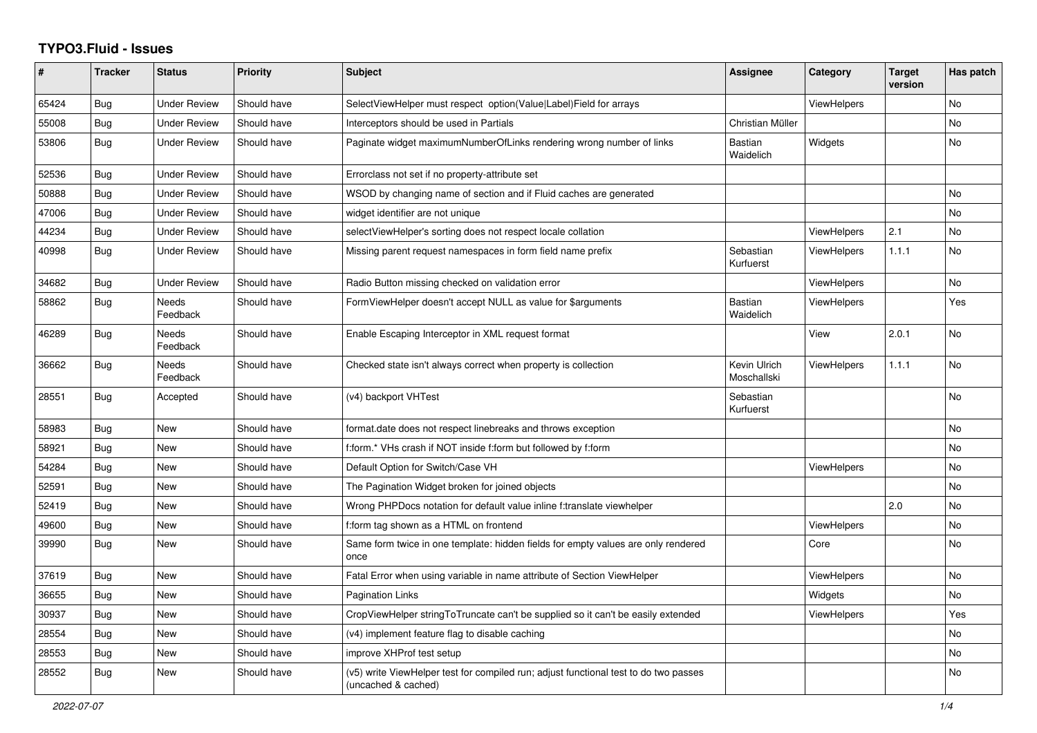# TYPO3.Fluid - Issues

| # | Tracker | Status | Priority | Subject | Assignee | Category | Target version | Has patch |
|---|---|---|---|---|---|---|---|---|
| 65424 | Bug | Under Review | Should have | SelectViewHelper must respect option(Value\|Label)Field for arrays | | ViewHelpers | | No |
| 55008 | Bug | Under Review | Should have | Interceptors should be used in Partials | Christian Müller | | | No |
| 53806 | Bug | Under Review | Should have | Paginate widget maximumNumberOfLinks rendering wrong number of links | Bastian Waidelich | Widgets | | No |
| 52536 | Bug | Under Review | Should have | Errorclass not set if no property-attribute set | | | | |
| 50888 | Bug | Under Review | Should have | WSOD by changing name of section and if Fluid caches are generated | | | | No |
| 47006 | Bug | Under Review | Should have | widget identifier are not unique | | | | No |
| 44234 | Bug | Under Review | Should have | selectViewHelper's sorting does not respect locale collation | | ViewHelpers | 2.1 | No |
| 40998 | Bug | Under Review | Should have | Missing parent request namespaces in form field name prefix | Sebastian Kurfuerst | ViewHelpers | 1.1.1 | No |
| 34682 | Bug | Under Review | Should have | Radio Button missing checked on validation error | | ViewHelpers | | No |
| 58862 | Bug | Needs Feedback | Should have | FormViewHelper doesn't accept NULL as value for $arguments | Bastian Waidelich | ViewHelpers | | Yes |
| 46289 | Bug | Needs Feedback | Should have | Enable Escaping Interceptor in XML request format | | View | 2.0.1 | No |
| 36662 | Bug | Needs Feedback | Should have | Checked state isn't always correct when property is collection | Kevin Ulrich Moschallski | ViewHelpers | 1.1.1 | No |
| 28551 | Bug | Accepted | Should have | (v4) backport VHTest | Sebastian Kurfuerst | | | No |
| 58983 | Bug | New | Should have | format.date does not respect linebreaks and throws exception | | | | No |
| 58921 | Bug | New | Should have | f:form.* VHs crash if NOT inside f:form but followed by f:form | | | | No |
| 54284 | Bug | New | Should have | Default Option for Switch/Case VH | | ViewHelpers | | No |
| 52591 | Bug | New | Should have | The Pagination Widget broken for joined objects | | | | No |
| 52419 | Bug | New | Should have | Wrong PHPDocs notation for default value inline f:translate viewhelper | | | 2.0 | No |
| 49600 | Bug | New | Should have | f:form tag shown as a HTML on frontend | | ViewHelpers | | No |
| 39990 | Bug | New | Should have | Same form twice in one template: hidden fields for empty values are only rendered once | | Core | | No |
| 37619 | Bug | New | Should have | Fatal Error when using variable in name attribute of Section ViewHelper | | ViewHelpers | | No |
| 36655 | Bug | New | Should have | Pagination Links | | Widgets | | No |
| 30937 | Bug | New | Should have | CropViewHelper stringToTruncate can't be supplied so it can't be easily extended | | ViewHelpers | | Yes |
| 28554 | Bug | New | Should have | (v4) implement feature flag to disable caching | | | | No |
| 28553 | Bug | New | Should have | improve XHProf test setup | | | | No |
| 28552 | Bug | New | Should have | (v5) write ViewHelper test for compiled run; adjust functional test to do two passes (uncached & cached) | | | | No |

2022-07-07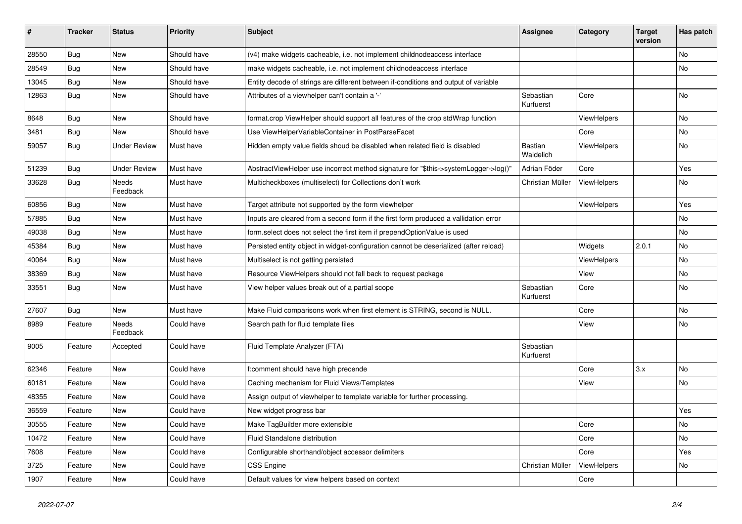| # | Tracker | Status | Priority | Subject | Assignee | Category | Target version | Has patch |
|---|---|---|---|---|---|---|---|---|
| 28550 | Bug | New | Should have | (v4) make widgets cacheable, i.e. not implement childnodeaccess interface | | | | No |
| 28549 | Bug | New | Should have | make widgets cacheable, i.e. not implement childnodeaccess interface | | | | No |
| 13045 | Bug | New | Should have | Entity decode of strings are different between if-conditions and output of variable | | | | |
| 12863 | Bug | New | Should have | Attributes of a viewhelper can't contain a '-' | Sebastian Kurfuerst | Core | | No |
| 8648 | Bug | New | Should have | format.crop ViewHelper should support all features of the crop stdWrap function | | ViewHelpers | | No |
| 3481 | Bug | New | Should have | Use ViewHelperVariableContainer in PostParseFacet | | Core | | No |
| 59057 | Bug | Under Review | Must have | Hidden empty value fields shoud be disabled when related field is disabled | Bastian Waidelich | ViewHelpers | | No |
| 51239 | Bug | Under Review | Must have | AbstractViewHelper use incorrect method signature for "$this->systemLogger->log()" | Adrian Föder | Core | | Yes |
| 33628 | Bug | Needs Feedback | Must have | Multicheckboxes (multiselect) for Collections don't work | Christian Müller | ViewHelpers | | No |
| 60856 | Bug | New | Must have | Target attribute not supported by the form viewhelper | | ViewHelpers | | Yes |
| 57885 | Bug | New | Must have | Inputs are cleared from a second form if the first form produced a vallidation error | | | | No |
| 49038 | Bug | New | Must have | form.select does not select the first item if prependOptionValue is used | | | | No |
| 45384 | Bug | New | Must have | Persisted entity object in widget-configuration cannot be deserialized (after reload) | | Widgets | 2.0.1 | No |
| 40064 | Bug | New | Must have | Multiselect is not getting persisted | | ViewHelpers | | No |
| 38369 | Bug | New | Must have | Resource ViewHelpers should not fall back to request package | | View | | No |
| 33551 | Bug | New | Must have | View helper values break out of a partial scope | Sebastian Kurfuerst | Core | | No |
| 27607 | Bug | New | Must have | Make Fluid comparisons work when first element is STRING, second is NULL. | | Core | | No |
| 8989 | Feature | Needs Feedback | Could have | Search path for fluid template files | | View | | No |
| 9005 | Feature | Accepted | Could have | Fluid Template Analyzer (FTA) | Sebastian Kurfuerst | | | |
| 62346 | Feature | New | Could have | f:comment should have high precende | | Core | 3.x | No |
| 60181 | Feature | New | Could have | Caching mechanism for Fluid Views/Templates | | View | | No |
| 48355 | Feature | New | Could have | Assign output of viewhelper to template variable for further processing. | | | | |
| 36559 | Feature | New | Could have | New widget progress bar | | | | Yes |
| 30555 | Feature | New | Could have | Make TagBuilder more extensible | | Core | | No |
| 10472 | Feature | New | Could have | Fluid Standalone distribution | | Core | | No |
| 7608 | Feature | New | Could have | Configurable shorthand/object accessor delimiters | | Core | | Yes |
| 3725 | Feature | New | Could have | CSS Engine | Christian Müller | ViewHelpers | | No |
| 1907 | Feature | New | Could have | Default values for view helpers based on context | | Core | | |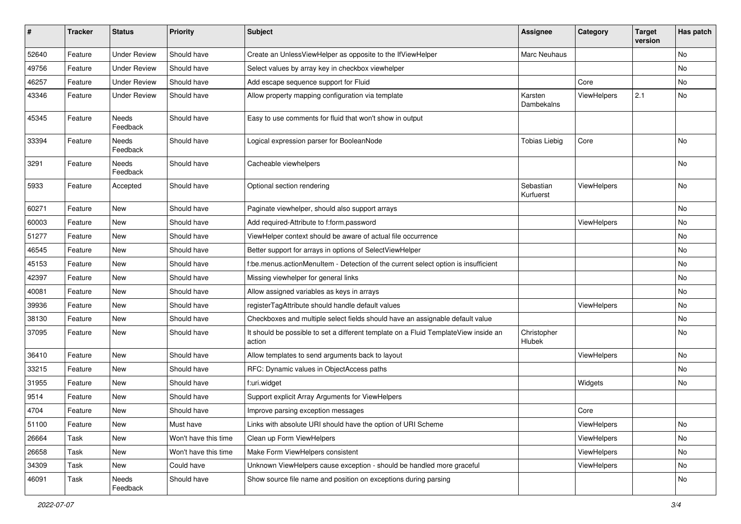| # | Tracker | Status | Priority | Subject | Assignee | Category | Target version | Has patch |
|---|---|---|---|---|---|---|---|---|
| 52640 | Feature | Under Review | Should have | Create an UnlessViewHelper as opposite to the IfViewHelper | Marc Neuhaus | | | No |
| 49756 | Feature | Under Review | Should have | Select values by array key in checkbox viewhelper | | | | No |
| 46257 | Feature | Under Review | Should have | Add escape sequence support for Fluid | | Core | | No |
| 43346 | Feature | Under Review | Should have | Allow property mapping configuration via template | Karsten Dambekalns | ViewHelpers | 2.1 | No |
| 45345 | Feature | Needs Feedback | Should have | Easy to use comments for fluid that won't show in output | | | | |
| 33394 | Feature | Needs Feedback | Should have | Logical expression parser for BooleanNode | Tobias Liebig | Core | | No |
| 3291 | Feature | Needs Feedback | Should have | Cacheable viewhelpers | | | | No |
| 5933 | Feature | Accepted | Should have | Optional section rendering | Sebastian Kurfuerst | ViewHelpers | | No |
| 60271 | Feature | New | Should have | Paginate viewhelper, should also support arrays | | | | No |
| 60003 | Feature | New | Should have | Add required-Attribute to f:form.password | | ViewHelpers | | No |
| 51277 | Feature | New | Should have | ViewHelper context should be aware of actual file occurrence | | | | No |
| 46545 | Feature | New | Should have | Better support for arrays in options of SelectViewHelper | | | | No |
| 45153 | Feature | New | Should have | f:be.menus.actionMenuItem - Detection of the current select option is insufficient | | | | No |
| 42397 | Feature | New | Should have | Missing viewhelper for general links | | | | No |
| 40081 | Feature | New | Should have | Allow assigned variables as keys in arrays | | | | No |
| 39936 | Feature | New | Should have | registerTagAttribute should handle default values | | ViewHelpers | | No |
| 38130 | Feature | New | Should have | Checkboxes and multiple select fields should have an assignable default value | | | | No |
| 37095 | Feature | New | Should have | It should be possible to set a different template on a Fluid TemplateView inside an action | Christopher Hlubek | | | No |
| 36410 | Feature | New | Should have | Allow templates to send arguments back to layout | | ViewHelpers | | No |
| 33215 | Feature | New | Should have | RFC: Dynamic values in ObjectAccess paths | | | | No |
| 31955 | Feature | New | Should have | f:uri.widget | | Widgets | | No |
| 9514 | Feature | New | Should have | Support explicit Array Arguments for ViewHelpers | | | | |
| 4704 | Feature | New | Should have | Improve parsing exception messages | | Core | | |
| 51100 | Feature | New | Must have | Links with absolute URI should have the option of URI Scheme | | ViewHelpers | | No |
| 26664 | Task | New | Won't have this time | Clean up Form ViewHelpers | | ViewHelpers | | No |
| 26658 | Task | New | Won't have this time | Make Form ViewHelpers consistent | | ViewHelpers | | No |
| 34309 | Task | New | Could have | Unknown ViewHelpers cause exception - should be handled more graceful | | ViewHelpers | | No |
| 46091 | Task | Needs Feedback | Should have | Show source file name and position on exceptions during parsing | | | | No |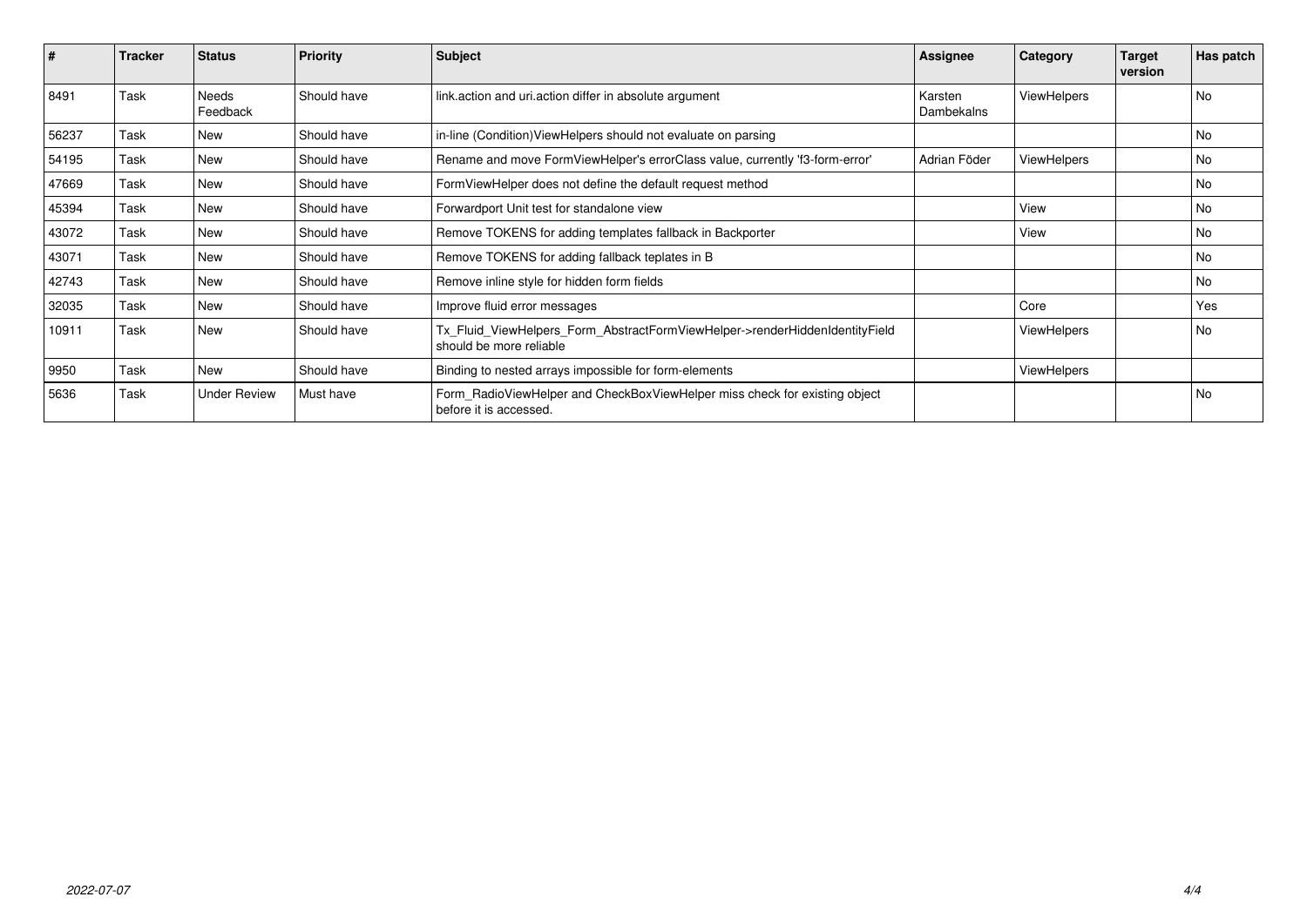| # | Tracker | Status | Priority | Subject | Assignee | Category | Target version | Has patch |
|---|---|---|---|---|---|---|---|---|
| 8491 | Task | Needs Feedback | Should have | link.action and uri.action differ in absolute argument | Karsten Dambekalns | ViewHelpers | | No |
| 56237 | Task | New | Should have | in-line (Condition)ViewHelpers should not evaluate on parsing | | | | No |
| 54195 | Task | New | Should have | Rename and move FormViewHelper's errorClass value, currently 'f3-form-error' | Adrian Föder | ViewHelpers | | No |
| 47669 | Task | New | Should have | FormViewHelper does not define the default request method | | | | No |
| 45394 | Task | New | Should have | Forwardport Unit test for standalone view | | View | | No |
| 43072 | Task | New | Should have | Remove TOKENS for adding templates fallback in Backporter | | View | | No |
| 43071 | Task | New | Should have | Remove TOKENS for adding fallback teplates in B | | | | No |
| 42743 | Task | New | Should have | Remove inline style for hidden form fields | | | | No |
| 32035 | Task | New | Should have | Improve fluid error messages | | Core | | Yes |
| 10911 | Task | New | Should have | Tx_Fluid_ViewHelpers_Form_AbstractFormViewHelper->renderHiddenIdentityField should be more reliable | | ViewHelpers | | No |
| 9950 | Task | New | Should have | Binding to nested arrays impossible for form-elements | | ViewHelpers | | |
| 5636 | Task | Under Review | Must have | Form_RadioViewHelper and CheckBoxViewHelper miss check for existing object before it is accessed. | | | | No |

*2022-07-07*